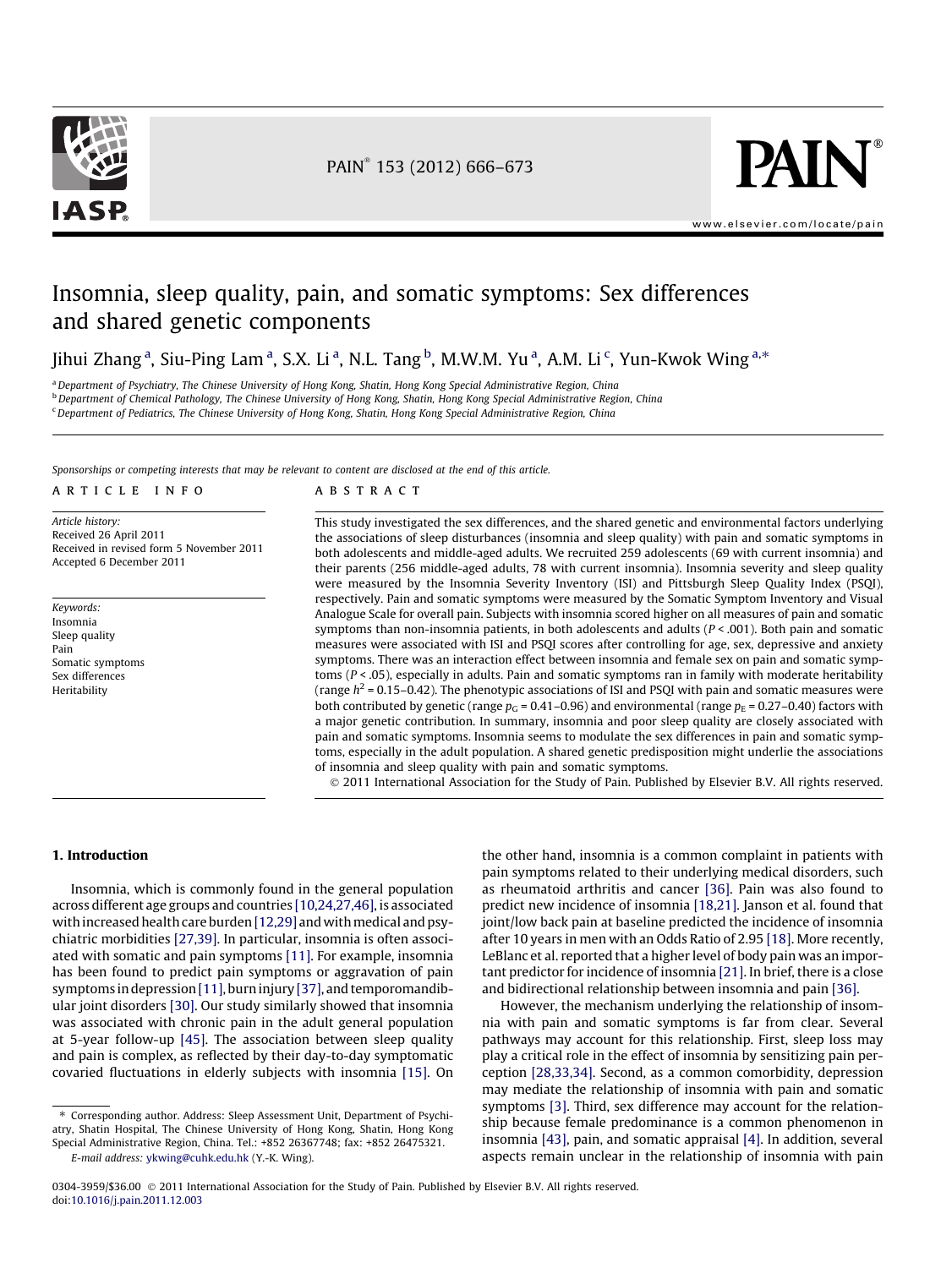# Insomnia, sleep quality, pain, and somatic symptoms: Sex differences and shared genetic components

Jihui Zhang [a], Siu-Ping Lam [a], S.X. Li [a], N.L. Tang [b], M.W.M. Yu [a], A.M. Li [c], Yun-Kwok Wing [a,*]

[a] Department of Psychiatry, The Chinese University of Hong Kong, Shatin, Hong Kong Special Administrative Region, China
[b] Department of Chemical Pathology, The Chinese University of Hong Kong, Shatin, Hong Kong Special Administrative Region, China
[c] Department of Pediatrics, The Chinese University of Hong Kong, Shatin, Hong Kong Special Administrative Region, China

*Sponsorships or competing interests that may be relevant to content are disclosed at the end of this article.*

## ARTICLE INFO

*Article history:*
Received 26 April 2011
Received in revised form 5 November 2011
Accepted 6 December 2011

*Keywords:*
Insomnia
Sleep quality
Pain
Somatic symptoms
Sex differences
Heritability

## ABSTRACT

This study investigated the sex differences, and the shared genetic and environmental factors underlying the associations of sleep disturbances (insomnia and sleep quality) with pain and somatic symptoms in both adolescents and middle-aged adults. We recruited 259 adolescents (69 with current insomnia) and their parents (256 middle-aged adults, 78 with current insomnia). Insomnia severity and sleep quality were measured by the Insomnia Severity Inventory (ISI) and Pittsburgh Sleep Quality Index (PSQI), respectively. Pain and somatic symptoms were measured by the Somatic Symptom Inventory and Visual Analogue Scale for overall pain. Subjects with insomnia scored higher on all measures of pain and somatic symptoms than non-insomnia patients, in both adolescents and adults ($P < .001$). Both pain and somatic measures were associated with ISI and PSQI scores after controlling for age, sex, depressive and anxiety symptoms. There was an interaction effect between insomnia and female sex on pain and somatic symptoms ($P < .05$), especially in adults. Pain and somatic symptoms ran in family with moderate heritability (range $h^2$ = 0.15–0.42). The phenotypic associations of ISI and PSQI with pain and somatic measures were both contributed by genetic (range $\rho_G$ = 0.41–0.96) and environmental (range $\rho_E$ = 0.27–0.40) factors with a major genetic contribution. In summary, insomnia and poor sleep quality are closely associated with pain and somatic symptoms. Insomnia seems to modulate the sex differences in pain and somatic symptoms, especially in the adult population. A shared genetic predisposition might underlie the associations of insomnia and sleep quality with pain and somatic symptoms.

© 2011 International Association for the Study of Pain. Published by Elsevier B.V. All rights reserved.

## 1. Introduction

Insomnia, which is commonly found in the general population across different age groups and countries [10,24,27,46], is associated with increased health care burden [12,29] and with medical and psychiatric morbidities [27,39]. In particular, insomnia is often associated with somatic and pain symptoms [11]. For example, insomnia has been found to predict pain symptoms or aggravation of pain symptoms in depression [11], burn injury [37], and temporomandibular joint disorders [30]. Our study similarly showed that insomnia was associated with chronic pain in the adult general population at 5-year follow-up [45]. The association between sleep quality and pain is complex, as reflected by their day-to-day symptomatic covaried fluctuations in elderly subjects with insomnia [15]. On the other hand, insomnia is a common complaint in patients with pain symptoms related to their underlying medical disorders, such as rheumatoid arthritis and cancer [36]. Pain was also found to predict new incidence of insomnia [18,21]. Janson et al. found that joint/low back pain at baseline predicted the incidence of insomnia after 10 years in men with an Odds Ratio of 2.95 [18]. More recently, LeBlanc et al. reported that a higher level of body pain was an important predictor for incidence of insomnia [21]. In brief, there is a close and bidirectional relationship between insomnia and pain [36].

However, the mechanism underlying the relationship of insomnia with pain and somatic symptoms is far from clear. Several pathways may account for this relationship. First, sleep loss may play a critical role in the effect of insomnia by sensitizing pain perception [28,33,34]. Second, as a common comorbidity, depression may mediate the relationship of insomnia with pain and somatic symptoms [3]. Third, sex difference may account for the relationship because female predominance is a common phenomenon in insomnia [43], pain, and somatic appraisal [4]. In addition, several aspects remain unclear in the relationship of insomnia with pain

* Corresponding author. Address: Sleep Assessment Unit, Department of Psychiatry, Shatin Hospital, The Chinese University of Hong Kong, Shatin, Hong Kong Special Administrative Region, China. Tel.: +852 26367748; fax: +852 26475321.
E-mail address: ykwing@cuhk.edu.hk (Y.-K. Wing).

0304-3959/$36.00 © 2011 International Association for the Study of Pain. Published by Elsevier B.V. All rights reserved.
doi:10.1016/j.pain.2011.12.003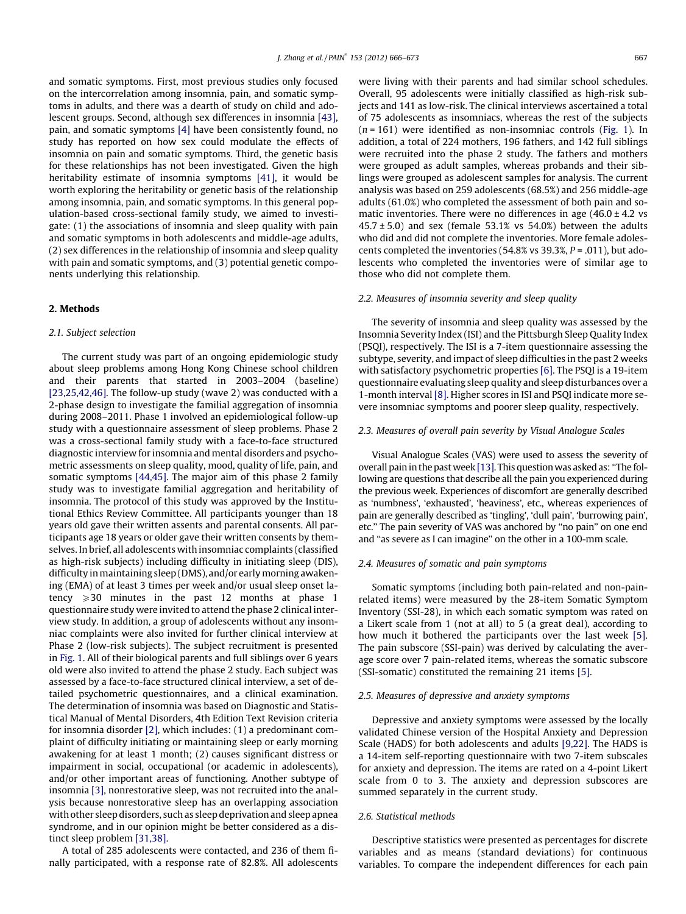and somatic symptoms. First, most previous studies only focused on the intercorrelation among insomnia, pain, and somatic symptoms in adults, and there was a dearth of study on child and adolescent groups. Second, although sex differences in insomnia [43], pain, and somatic symptoms [4] have been consistently found, no study has reported on how sex could modulate the effects of insomnia on pain and somatic symptoms. Third, the genetic basis for these relationships has not been investigated. Given the high heritability estimate of insomnia symptoms [41], it would be worth exploring the heritability or genetic basis of the relationship among insomnia, pain, and somatic symptoms. In this general population-based cross-sectional family study, we aimed to investigate: (1) the associations of insomnia and sleep quality with pain and somatic symptoms in both adolescents and middle-age adults, (2) sex differences in the relationship of insomnia and sleep quality with pain and somatic symptoms, and (3) potential genetic components underlying this relationship.

## 2. Methods

### 2.1. Subject selection

The current study was part of an ongoing epidemiologic study about sleep problems among Hong Kong Chinese school children and their parents that started in 2003–2004 (baseline) [23,25,42,46]. The follow-up study (wave 2) was conducted with a 2-phase design to investigate the familial aggregation of insomnia during 2008–2011. Phase 1 involved an epidemiological follow-up study with a questionnaire assessment of sleep problems. Phase 2 was a cross-sectional family study with a face-to-face structured diagnostic interview for insomnia and mental disorders and psychometric assessments on sleep quality, mood, quality of life, pain, and somatic symptoms [44,45]. The major aim of this phase 2 family study was to investigate familial aggregation and heritability of insomnia. The protocol of this study was approved by the Institutional Ethics Review Committee. All participants younger than 18 years old gave their written assents and parental consents. All participants age 18 years or older gave their written consents by themselves. In brief, all adolescents with insomniac complaints (classified as high-risk subjects) including difficulty in initiating sleep (DIS), difficulty in maintaining sleep (DMS), and/or early morning awakening (EMA) of at least 3 times per week and/or usual sleep onset latency $\geqslant 30$ minutes in the past 12 months at phase 1 questionnaire study were invited to attend the phase 2 clinical interview study. In addition, a group of adolescents without any insomniac complaints were also invited for further clinical interview at Phase 2 (low-risk subjects). The subject recruitment is presented in Fig. 1. All of their biological parents and full siblings over 6 years old were also invited to attend the phase 2 study. Each subject was assessed by a face-to-face structured clinical interview, a set of detailed psychometric questionnaires, and a clinical examination. The determination of insomnia was based on Diagnostic and Statistical Manual of Mental Disorders, 4th Edition Text Revision criteria for insomnia disorder [2], which includes: (1) a predominant complaint of difficulty initiating or maintaining sleep or early morning awakening for at least 1 month; (2) causes significant distress or impairment in social, occupational (or academic in adolescents), and/or other important areas of functioning. Another subtype of insomnia [3], nonrestorative sleep, was not recruited into the analysis because nonrestorative sleep has an overlapping association with other sleep disorders, such as sleep deprivation and sleep apnea syndrome, and in our opinion might be better considered as a distinct sleep problem [31,38].

A total of 285 adolescents were contacted, and 236 of them finally participated, with a response rate of 82.8%. All adolescents were living with their parents and had similar school schedules. Overall, 95 adolescents were initially classified as high-risk subjects and 141 as low-risk. The clinical interviews ascertained a total of 75 adolescents as insomniacs, whereas the rest of the subjects ($n = 161$) were identified as non-insomniac controls (Fig. 1). In addition, a total of 224 mothers, 196 fathers, and 142 full siblings were recruited into the phase 2 study. The fathers and mothers were grouped as adult samples, whereas probands and their siblings were grouped as adolescent samples for analysis. The current analysis was based on 259 adolescents (68.5%) and 256 middle-age adults (61.0%) who completed the assessment of both pain and somatic inventories. There were no differences in age ($46.0 \pm 4.2$ vs $45.7 \pm 5.0$) and sex (female 53.1% vs 54.0%) between the adults who did and did not complete the inventories. More female adolescents completed the inventories (54.8% vs 39.3%, $P = .011$), but adolescents who completed the inventories were of similar age to those who did not complete them.

### 2.2. Measures of insomnia severity and sleep quality

The severity of insomnia and sleep quality was assessed by the Insomnia Severity Index (ISI) and the Pittsburgh Sleep Quality Index (PSQI), respectively. The ISI is a 7-item questionnaire assessing the subtype, severity, and impact of sleep difficulties in the past 2 weeks with satisfactory psychometric properties [6]. The PSQI is a 19-item questionnaire evaluating sleep quality and sleep disturbances over a 1-month interval [8]. Higher scores in ISI and PSQI indicate more severe insomniac symptoms and poorer sleep quality, respectively.

### 2.3. Measures of overall pain severity by Visual Analogue Scales

Visual Analogue Scales (VAS) were used to assess the severity of overall pain in the past week [13]. This question was asked as: "The following are questions that describe all the pain you experienced during the previous week. Experiences of discomfort are generally described as 'numbness', 'exhausted', 'heaviness', etc., whereas experiences of pain are generally described as 'tingling', 'dull pain', 'burrowing pain', etc." The pain severity of VAS was anchored by "no pain" on one end and "as severe as I can imagine" on the other in a 100-mm scale.

### 2.4. Measures of somatic and pain symptoms

Somatic symptoms (including both pain-related and non-pain-related items) were measured by the 28-item Somatic Symptom Inventory (SSI-28), in which each somatic symptom was rated on a Likert scale from 1 (not at all) to 5 (a great deal), according to how much it bothered the participants over the last week [5]. The pain subscore (SSI-pain) was derived by calculating the average score over 7 pain-related items, whereas the somatic subscore (SSI-somatic) constituted the remaining 21 items [5].

### 2.5. Measures of depressive and anxiety symptoms

Depressive and anxiety symptoms were assessed by the locally validated Chinese version of the Hospital Anxiety and Depression Scale (HADS) for both adolescents and adults [9,22]. The HADS is a 14-item self-reporting questionnaire with two 7-item subscales for anxiety and depression. The items are rated on a 4-point Likert scale from 0 to 3. The anxiety and depression subscores are summed separately in the current study.

### 2.6. Statistical methods

Descriptive statistics were presented as percentages for discrete variables and as means (standard deviations) for continuous variables. To compare the independent differences for each pain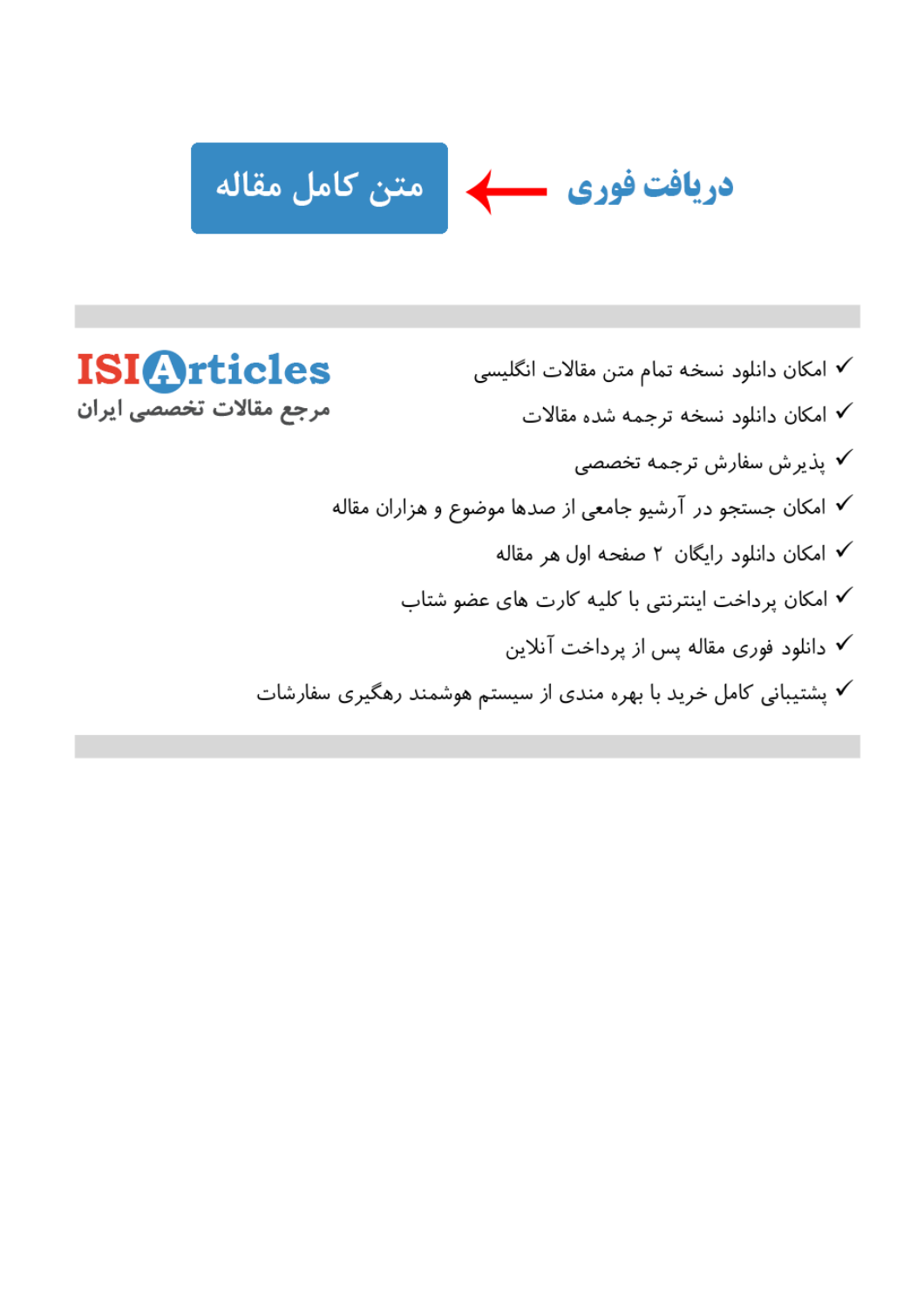دریافت فوری ← متن کامل مقاله

**ISIArticles**
مرجع مقالات تخصصی ایران

- ✓ امکان دانلود نسخه تمام متن مقالات انگلیسی
- ✓ امکان دانلود نسخه ترجمه شده مقالات
- ✓ پذیرش سفارش ترجمه تخصصی
- ✓ امکان جستجو در آرشیو جامعی از صدها موضوع و هزاران مقاله
- ✓ امکان دانلود رایگان ۲ صفحه اول هر مقاله
- ✓ امکان پرداخت اینترنتی با کلیه کارت های عضو شتاب
- ✓ دانلود فوری مقاله پس از پرداخت آنلاین
- ✓ پشتیبانی کامل خرید با بهره مندی از سیستم هوشمند رهگیری سفارشات